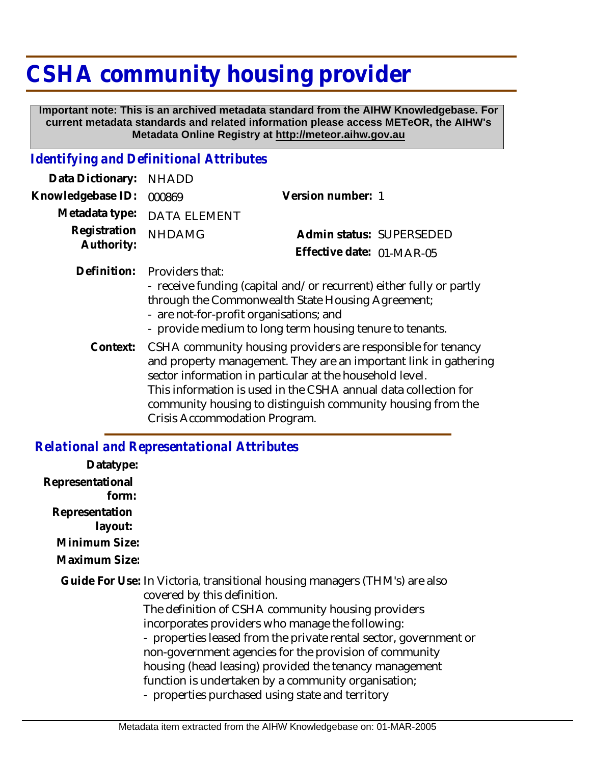# CSHA community housing provider

**Important note: This is an archived metadata standard from the AIHW Knowledgebase. For current metadata standards and related information please access METeOR, the AIHW's Metadata Online Registry at http://meteor.aihw.gov.au**

## *Identifying and Definitional Attributes*

**Data Dictionary:** NHADD

**Knowledgebase ID:** 000869

**Version number:** 1

**Metadata type:** DATA ELEMENT

**Registration Authority:** NHDAMG

**Admin status:** SUPERSEDED

**Effective date:** 01-MAR-05

**Definition:** Providers that:
- receive funding (capital and/or recurrent) either fully or partly through the Commonwealth State Housing Agreement;
- are not-for-profit organisations; and
- provide medium to long term housing tenure to tenants.

**Context:** CSHA community housing providers are responsible for tenancy and property management. They are an important link in gathering sector information in particular at the household level. This information is used in the CSHA annual data collection for community housing to distinguish community housing from the Crisis Accommodation Program.

## *Relational and Representational Attributes*

**Datatype:**

**Representational form:**

**Representation layout:**

**Minimum Size:**

**Maximum Size:**

**Guide For Use:** In Victoria, transitional housing managers (THM's) are also covered by this definition.
The definition of CSHA community housing providers incorporates providers who manage the following:
- properties leased from the private rental sector, government or non-government agencies for the provision of community housing (head leasing) provided the tenancy management function is undertaken by a community organisation;
- properties purchased using state and territory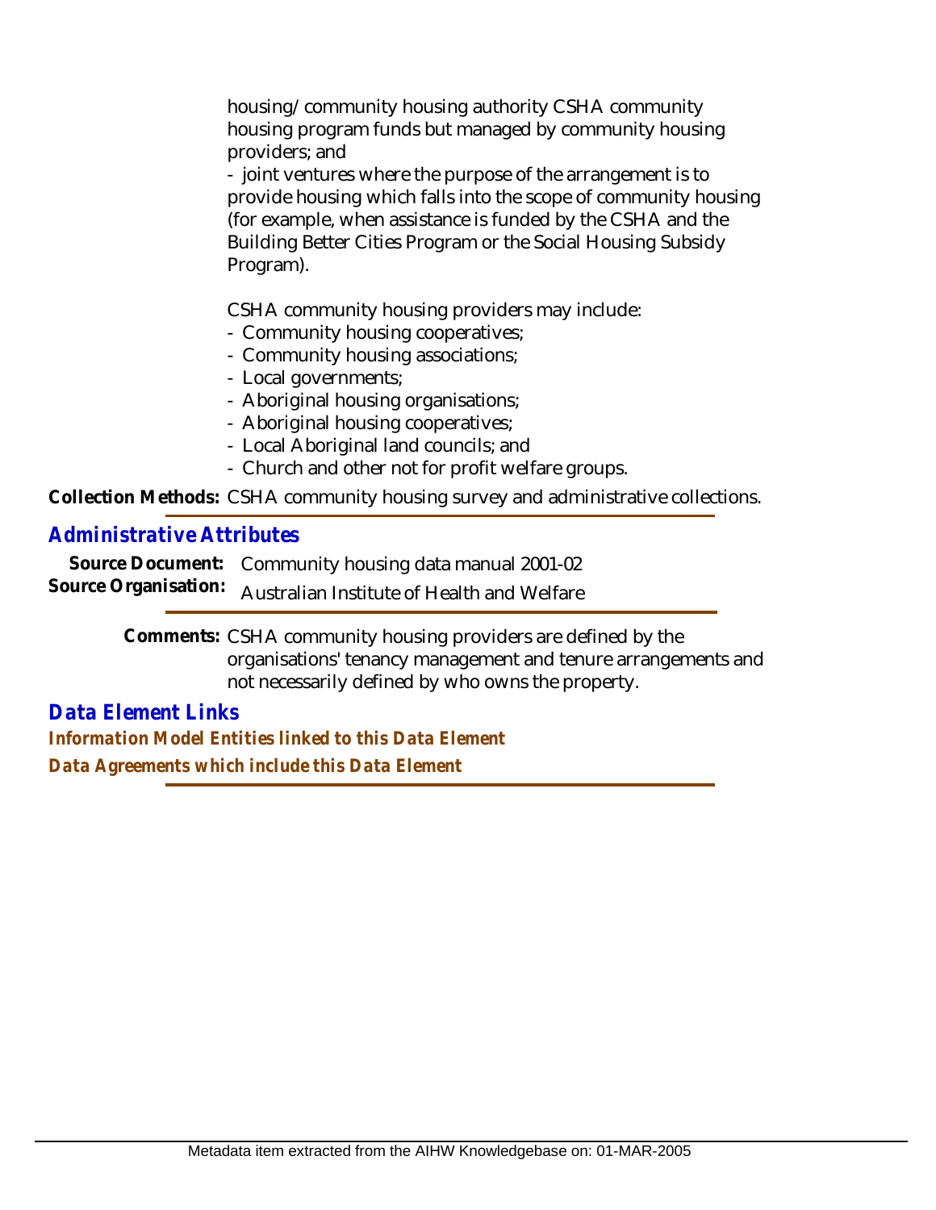housing/community housing authority CSHA community housing program funds but managed by community housing providers; and

- joint ventures where the purpose of the arrangement is to provide housing which falls into the scope of community housing (for example, when assistance is funded by the CSHA and the Building Better Cities Program or the Social Housing Subsidy Program).

CSHA community housing providers may include:

- Community housing cooperatives;
- Community housing associations;
- Local governments;
- Aboriginal housing organisations;
- Aboriginal housing cooperatives;
- Local Aboriginal land councils; and
- Church and other not for profit welfare groups.

**Collection Methods:** CSHA community housing survey and administrative collections.

## Administrative Attributes

**Source Document:** Community housing data manual 2001-02

**Source Organisation:** Australian Institute of Health and Welfare

**Comments:** CSHA community housing providers are defined by the organisations' tenancy management and tenure arrangements and not necessarily defined by who owns the property.

## Data Element Links

### Information Model Entities linked to this Data Element

### Data Agreements which include this Data Element